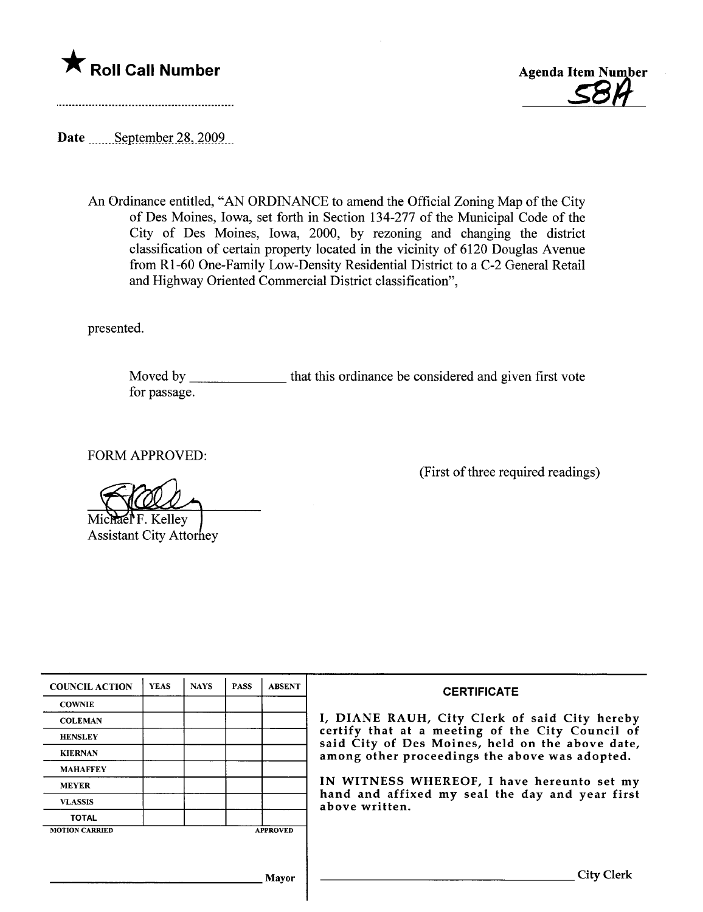★ **Roll Call Number**

**Agenda Item Number**
58A

**Date** September 28, 2009

An Ordinance entitled, "AN ORDINANCE to amend the Official Zoning Map of the City of Des Moines, Iowa, set forth in Section 134-277 of the Municipal Code of the City of Des Moines, Iowa, 2000, by rezoning and changing the district classification of certain property located in the vicinity of 6120 Douglas Avenue from R1-60 One-Family Low-Density Residential District to a C-2 General Retail and Highway Oriented Commercial District classification",

presented.

Moved by _____________ that this ordinance be considered and given first vote for passage.

FORM APPROVED:

Michael F. Kelley
Assistant City Attorney

(First of three required readings)

| COUNCIL ACTION | YEAS | NAYS | PASS | ABSENT |
| --- | --- | --- | --- | --- |
| COWNIE | | | | |
| COLEMAN | | | | |
| HENSLEY | | | | |
| KIERNAN | | | | |
| MAHAFFEY | | | | |
| MEYER | | | | |
| VLASSIS | | | | |
| TOTAL | | | | |
| MOTION CARRIED | | | | APPROVED |

_________________________ Mayor

**CERTIFICATE**

I, DIANE RAUH, City Clerk of said City hereby certify that at a meeting of the City Council of said City of Des Moines, held on the above date, among other proceedings the above was adopted.

IN WITNESS WHEREOF, I have hereunto set my hand and affixed my seal the day and year first above written.

_________________________ City Clerk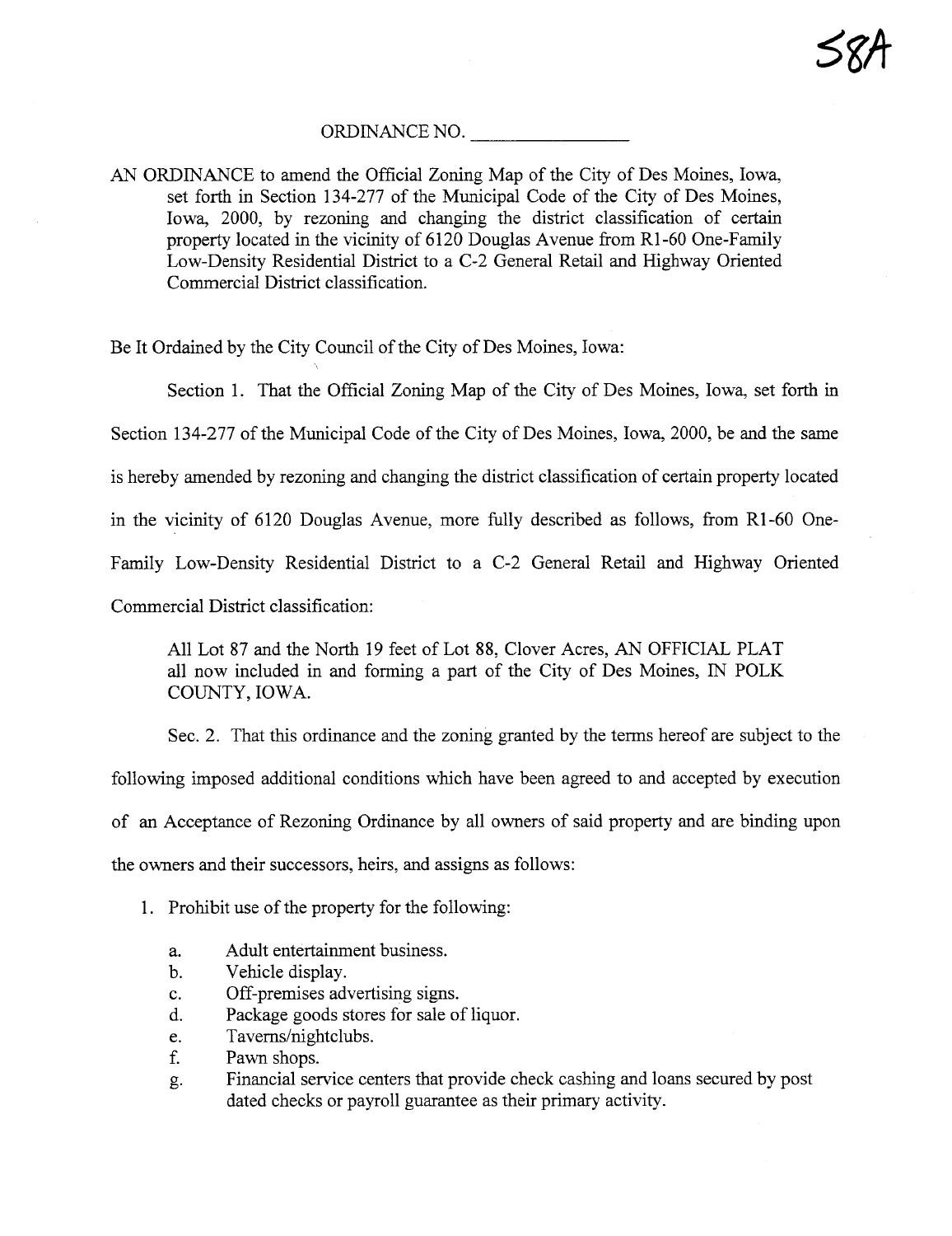58A

ORDINANCE NO. \_\_\_\_\_\_\_\_\_\_\_\_\_\_\_\_

AN ORDINANCE to amend the Official Zoning Map of the City of Des Moines, Iowa, set forth in Section 134-277 of the Municipal Code of the City of Des Moines, Iowa, 2000, by rezoning and changing the district classification of certain property located in the vicinity of 6120 Douglas Avenue from R1-60 One-Family Low-Density Residential District to a C-2 General Retail and Highway Oriented Commercial District classification.

Be It Ordained by the City Council of the City of Des Moines, Iowa:

Section 1. That the Official Zoning Map of the City of Des Moines, Iowa, set forth in Section 134-277 of the Municipal Code of the City of Des Moines, Iowa, 2000, be and the same is hereby amended by rezoning and changing the district classification of certain property located in the vicinity of 6120 Douglas Avenue, more fully described as follows, from R1-60 One-Family Low-Density Residential District to a C-2 General Retail and Highway Oriented Commercial District classification:

> All Lot 87 and the North 19 feet of Lot 88, Clover Acres, AN OFFICIAL PLAT all now included in and forming a part of the City of Des Moines, IN POLK COUNTY, IOWA.

Sec. 2. That this ordinance and the zoning granted by the terms hereof are subject to the following imposed additional conditions which have been agreed to and accepted by execution of an Acceptance of Rezoning Ordinance by all owners of said property and are binding upon the owners and their successors, heirs, and assigns as follows:

1. Prohibit use of the property for the following:
   - a. Adult entertainment business.
   - b. Vehicle display.
   - c. Off-premises advertising signs.
   - d. Package goods stores for sale of liquor.
   - e. Taverns/nightclubs.
   - f. Pawn shops.
   - g. Financial service centers that provide check cashing and loans secured by post dated checks or payroll guarantee as their primary activity.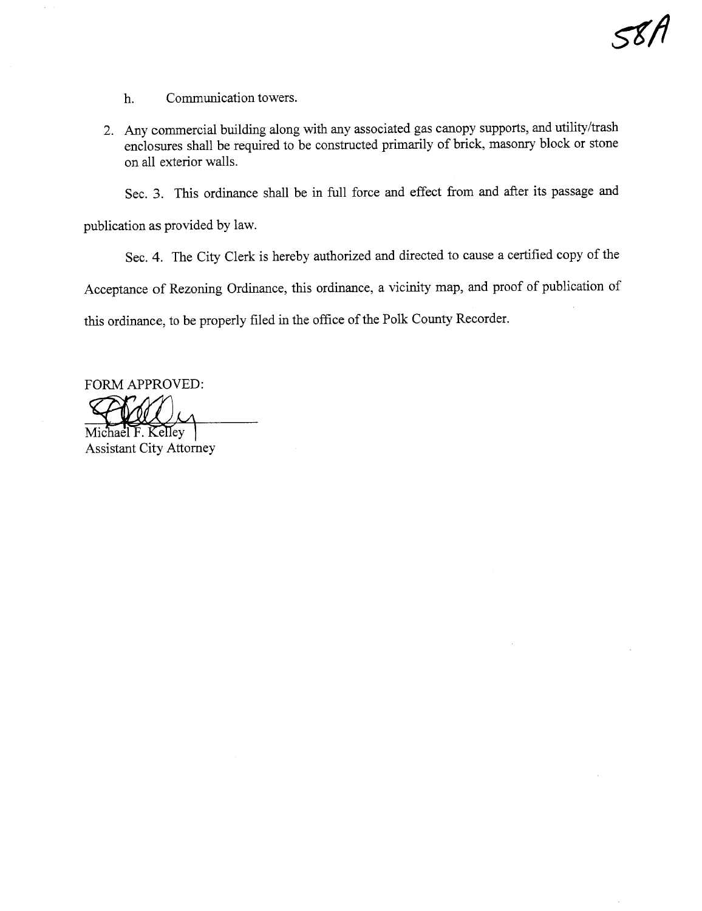58A

h. Communication towers.

2. Any commercial building along with any associated gas canopy supports, and utility/trash enclosures shall be required to be constructed primarily of brick, masonry block or stone on all exterior walls.

Sec. 3. This ordinance shall be in full force and effect from and after its passage and publication as provided by law.

Sec. 4. The City Clerk is hereby authorized and directed to cause a certified copy of the Acceptance of Rezoning Ordinance, this ordinance, a vicinity map, and proof of publication of this ordinance, to be properly filed in the office of the Polk County Recorder.

FORM APPROVED:

Michael F. Kelley
Assistant City Attorney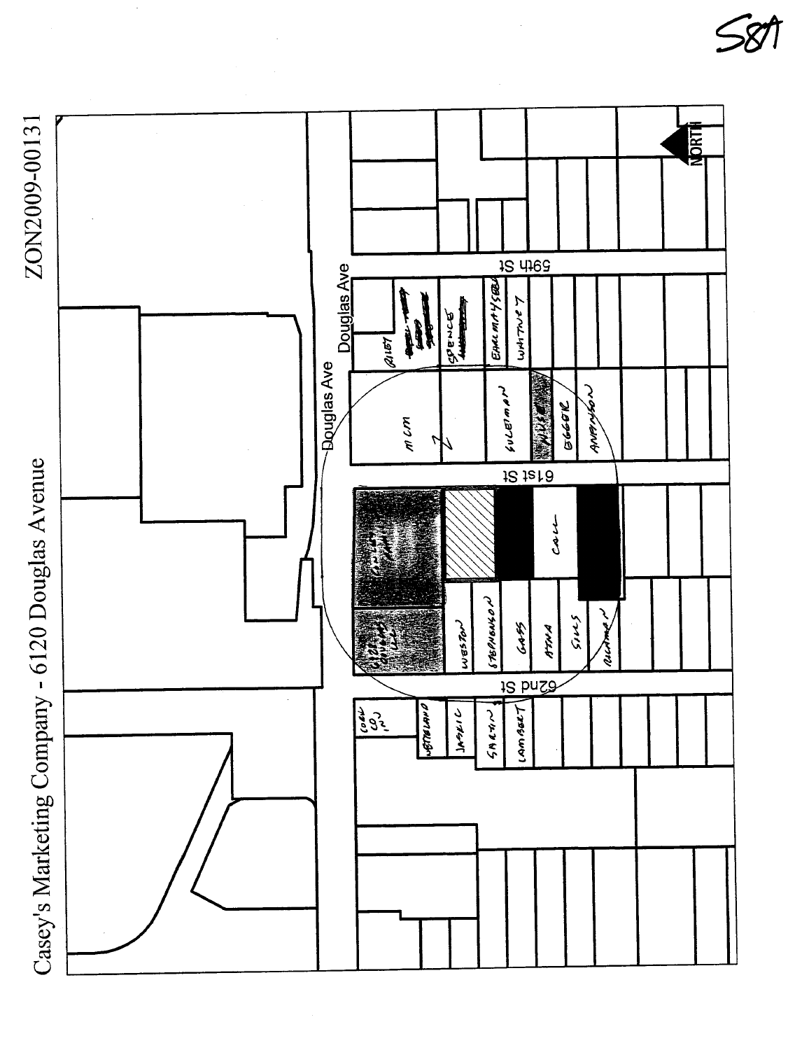S8A

# Casey's Marketing Company - 6120 Douglas Avenue

ZON2009-00131

Douglas Ave

Douglas Ave

59th St

61st St

62nd St

NORTH

RILEY

SPENCE

EARL MAY SEED

WHITNEY

MCM

SULEIMAN

HUSS

EGGER

ANDERSON

CALL

WESTON

STEPHENSON

GASS

ATHA

SILLS

ALLMAN

COAL CO INC

WETHLAND

JASKIC

SAKTIN

LAMBERT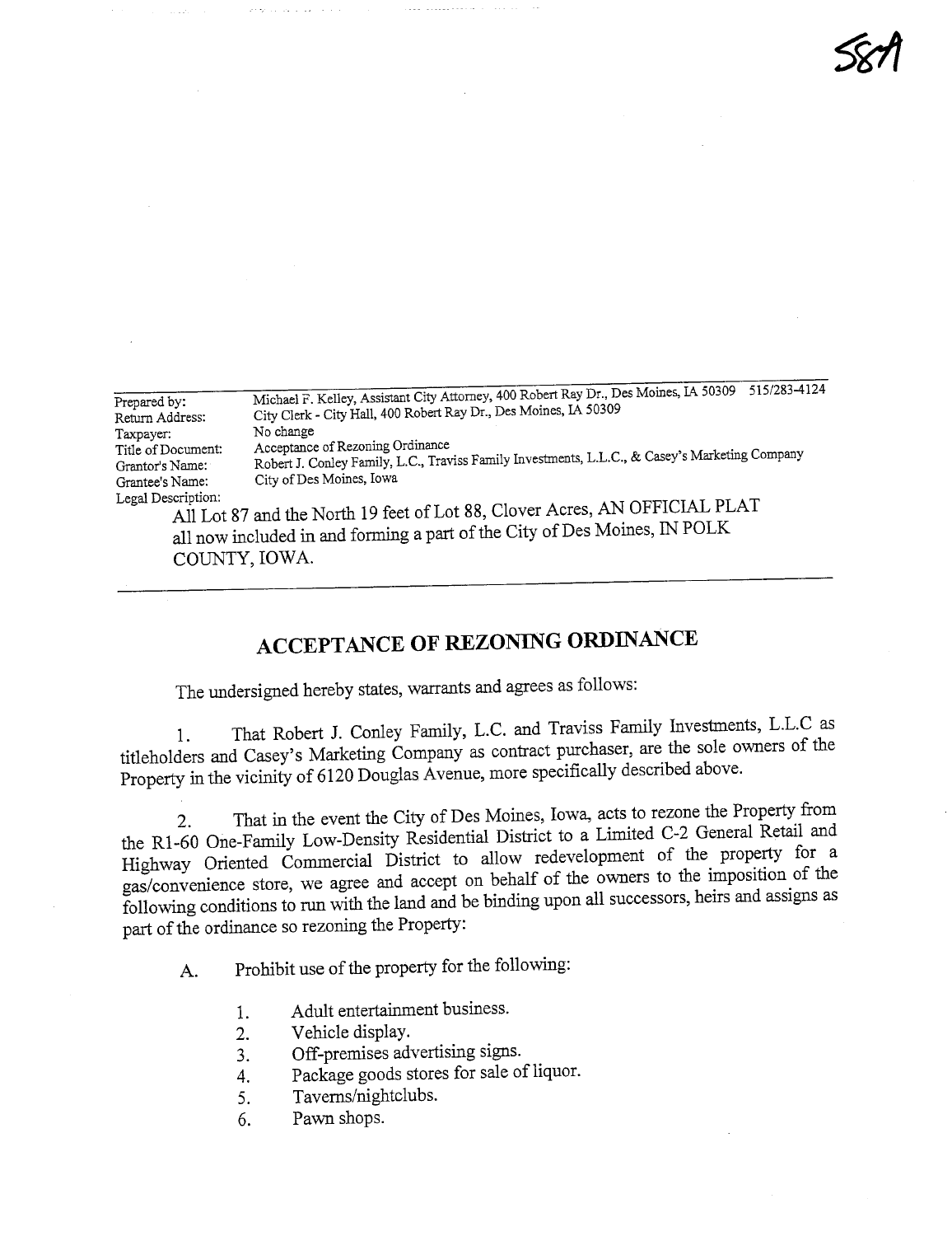58A

Prepared by: Michael F. Kelley, Assistant City Attorney, 400 Robert Ray Dr., Des Moines, IA 50309 515/283-4124
Return Address: City Clerk - City Hall, 400 Robert Ray Dr., Des Moines, IA 50309
Taxpayer: No change
Title of Document: Acceptance of Rezoning Ordinance
Grantor's Name: Robert J. Conley Family, L.C., Traviss Family Investments, L.L.C., & Casey's Marketing Company
Grantee's Name: City of Des Moines, Iowa
Legal Description:
All Lot 87 and the North 19 feet of Lot 88, Clover Acres, AN OFFICIAL PLAT all now included in and forming a part of the City of Des Moines, IN POLK COUNTY, IOWA.

## ACCEPTANCE OF REZONING ORDINANCE

The undersigned hereby states, warrants and agrees as follows:

1. That Robert J. Conley Family, L.C. and Traviss Family Investments, L.L.C as titleholders and Casey's Marketing Company as contract purchaser, are the sole owners of the Property in the vicinity of 6120 Douglas Avenue, more specifically described above.

2. That in the event the City of Des Moines, Iowa, acts to rezone the Property from the R1-60 One-Family Low-Density Residential District to a Limited C-2 General Retail and Highway Oriented Commercial District to allow redevelopment of the property for a gas/convenience store, we agree and accept on behalf of the owners to the imposition of the following conditions to run with the land and be binding upon all successors, heirs and assigns as part of the ordinance so rezoning the Property:

A. Prohibit use of the property for the following:

1. Adult entertainment business.
2. Vehicle display.
3. Off-premises advertising signs.
4. Package goods stores for sale of liquor.
5. Taverns/nightclubs.
6. Pawn shops.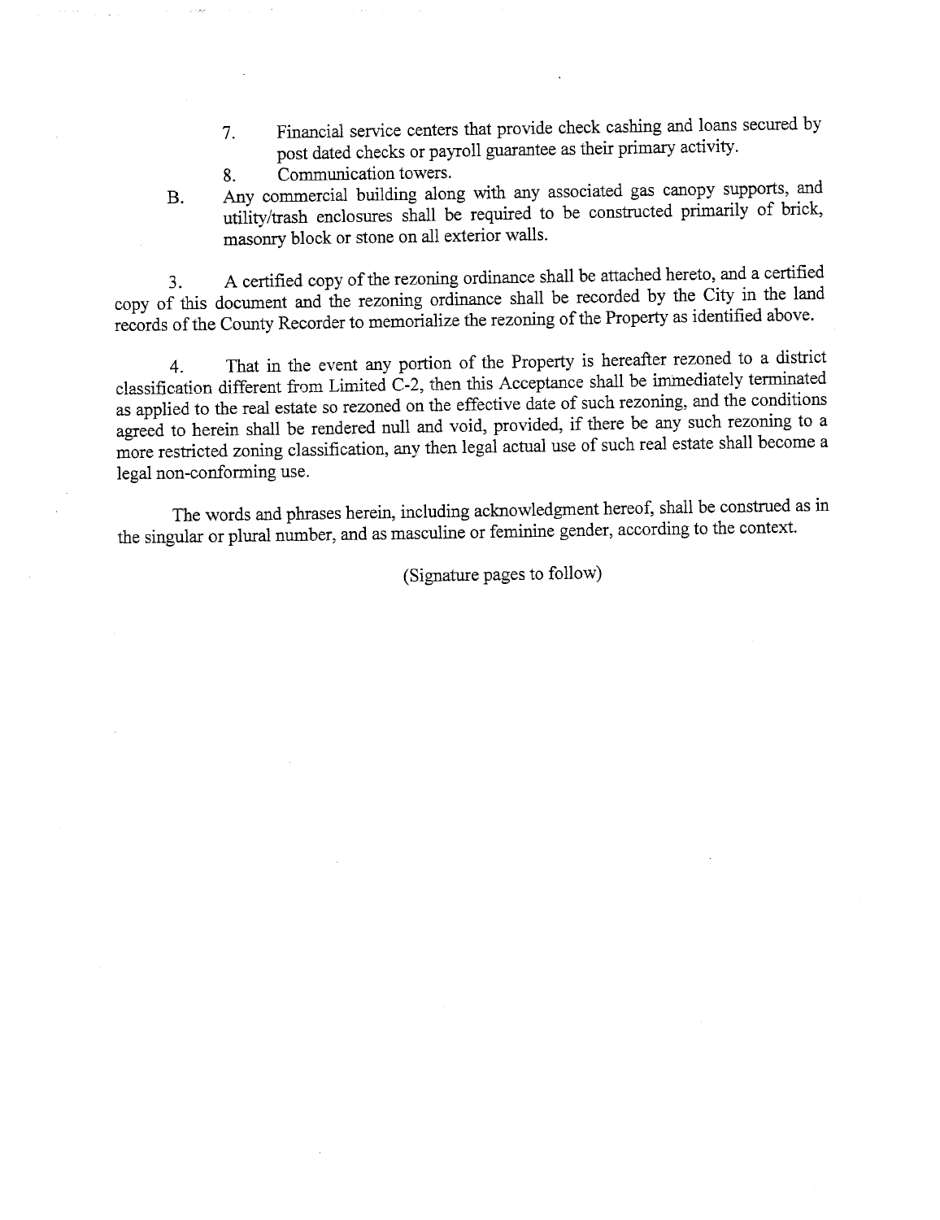7. Financial service centers that provide check cashing and loans secured by post dated checks or payroll guarantee as their primary activity.
8. Communication towers.

B. Any commercial building along with any associated gas canopy supports, and utility/trash enclosures shall be required to be constructed primarily of brick, masonry block or stone on all exterior walls.

3. A certified copy of the rezoning ordinance shall be attached hereto, and a certified copy of this document and the rezoning ordinance shall be recorded by the City in the land records of the County Recorder to memorialize the rezoning of the Property as identified above.

4. That in the event any portion of the Property is hereafter rezoned to a district classification different from Limited C-2, then this Acceptance shall be immediately terminated as applied to the real estate so rezoned on the effective date of such rezoning, and the conditions agreed to herein shall be rendered null and void, provided, if there be any such rezoning to a more restricted zoning classification, any then legal actual use of such real estate shall become a legal non-conforming use.

The words and phrases herein, including acknowledgment hereof, shall be construed as in the singular or plural number, and as masculine or feminine gender, according to the context.

(Signature pages to follow)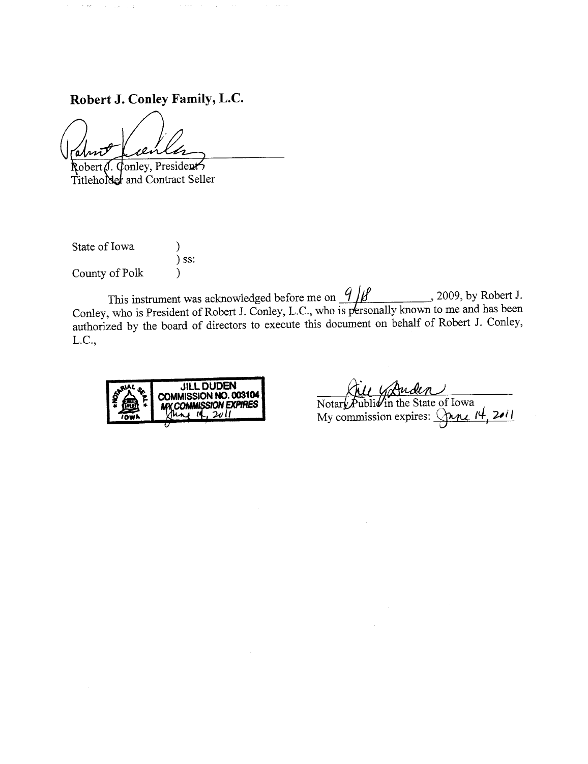**Robert J. Conley Family, L.C.**

Robert J. Conley, President
Titleholder and Contract Seller

State of Iowa )
) ss:
County of Polk )

This instrument was acknowledged before me on 9/18, 2009, by Robert J. Conley, who is President of Robert J. Conley, L.C., who is personally known to me and has been authorized by the board of directors to execute this document on behalf of Robert J. Conley, L.C.,

NOTARIAL SEAL IOWA
JILL DUDEN
COMMISSION NO. 003104
MY COMMISSION EXPIRES
June 14, 2011

Notary Public in the State of Iowa
My commission expires: June 14, 2011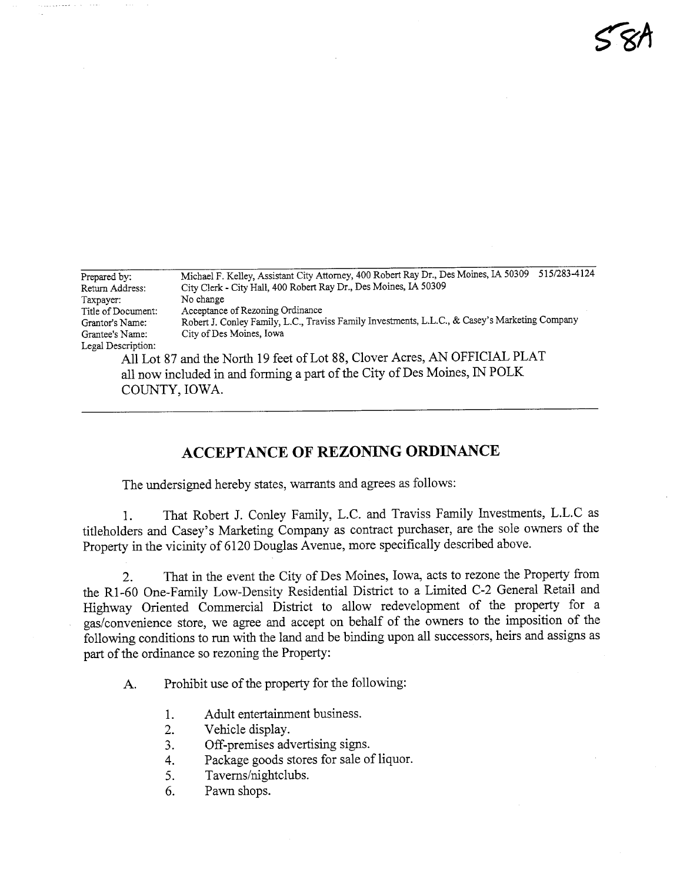58A

| | |
|---|---|
| Prepared by: | Michael F. Kelley, Assistant City Attorney, 400 Robert Ray Dr., Des Moines, IA 50309 515/283-4124 |
| Return Address: | City Clerk - City Hall, 400 Robert Ray Dr., Des Moines, IA 50309 |
| Taxpayer: | No change |
| Title of Document: | Acceptance of Rezoning Ordinance |
| Grantor's Name: | Robert J. Conley Family, L.C., Traviss Family Investments, L.L.C., & Casey's Marketing Company |
| Grantee's Name: | City of Des Moines, Iowa |
| Legal Description: | |

All Lot 87 and the North 19 feet of Lot 88, Clover Acres, AN OFFICIAL PLAT all now included in and forming a part of the City of Des Moines, IN POLK COUNTY, IOWA.

## ACCEPTANCE OF REZONING ORDINANCE

The undersigned hereby states, warrants and agrees as follows:

1. That Robert J. Conley Family, L.C. and Traviss Family Investments, L.L.C as titleholders and Casey's Marketing Company as contract purchaser, are the sole owners of the Property in the vicinity of 6120 Douglas Avenue, more specifically described above.

2. That in the event the City of Des Moines, Iowa, acts to rezone the Property from the R1-60 One-Family Low-Density Residential District to a Limited C-2 General Retail and Highway Oriented Commercial District to allow redevelopment of the property for a gas/convenience store, we agree and accept on behalf of the owners to the imposition of the following conditions to run with the land and be binding upon all successors, heirs and assigns as part of the ordinance so rezoning the Property:

   A. Prohibit use of the property for the following:

      1. Adult entertainment business.
      2. Vehicle display.
      3. Off-premises advertising signs.
      4. Package goods stores for sale of liquor.
      5. Taverns/nightclubs.
      6. Pawn shops.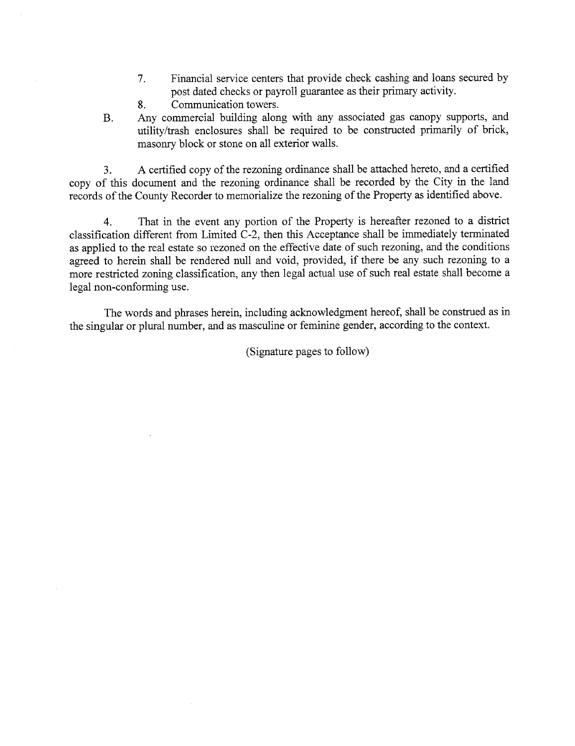7. Financial service centers that provide check cashing and loans secured by post dated checks or payroll guarantee as their primary activity.
8. Communication towers.

B. Any commercial building along with any associated gas canopy supports, and utility/trash enclosures shall be required to be constructed primarily of brick, masonry block or stone on all exterior walls.

3. A certified copy of the rezoning ordinance shall be attached hereto, and a certified copy of this document and the rezoning ordinance shall be recorded by the City in the land records of the County Recorder to memorialize the rezoning of the Property as identified above.

4. That in the event any portion of the Property is hereafter rezoned to a district classification different from Limited C-2, then this Acceptance shall be immediately terminated as applied to the real estate so rezoned on the effective date of such rezoning, and the conditions agreed to herein shall be rendered null and void, provided, if there be any such rezoning to a more restricted zoning classification, any then legal actual use of such real estate shall become a legal non-conforming use.

The words and phrases herein, including acknowledgment hereof, shall be construed as in the singular or plural number, and as masculine or feminine gender, according to the context.

(Signature pages to follow)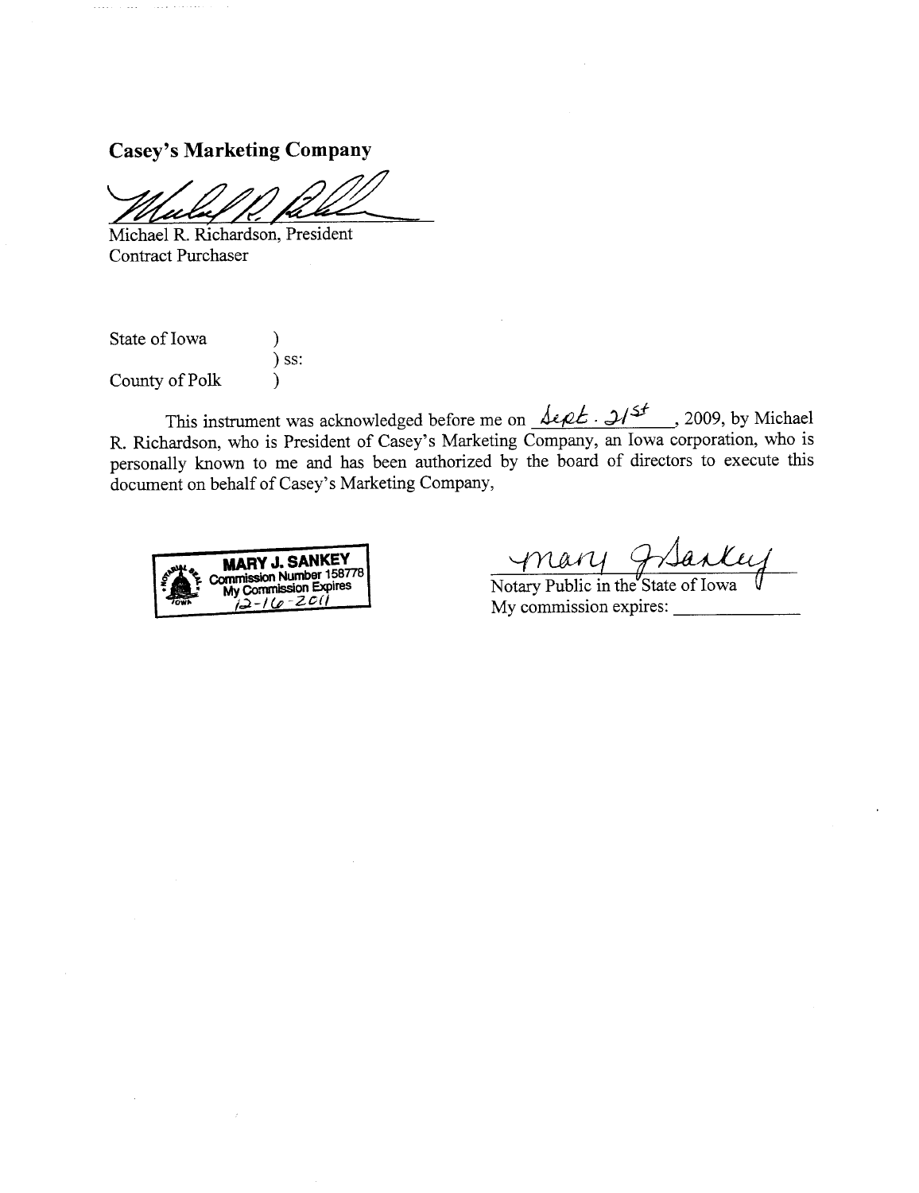**Casey's Marketing Company**

Michael R. Richardson, President
Contract Purchaser

State of Iowa )
) ss:
County of Polk )

This instrument was acknowledged before me on Sept. 21st, 2009, by Michael R. Richardson, who is President of Casey's Marketing Company, an Iowa corporation, who is personally known to me and has been authorized by the board of directors to execute this document on behalf of Casey's Marketing Company,

MARY J. SANKEY
Commission Number 158778
My Commission Expires
12-16-2011

Mary J Sankey
Notary Public in the State of Iowa
My commission expires: \_\_\_\_\_\_\_\_\_\_\_\_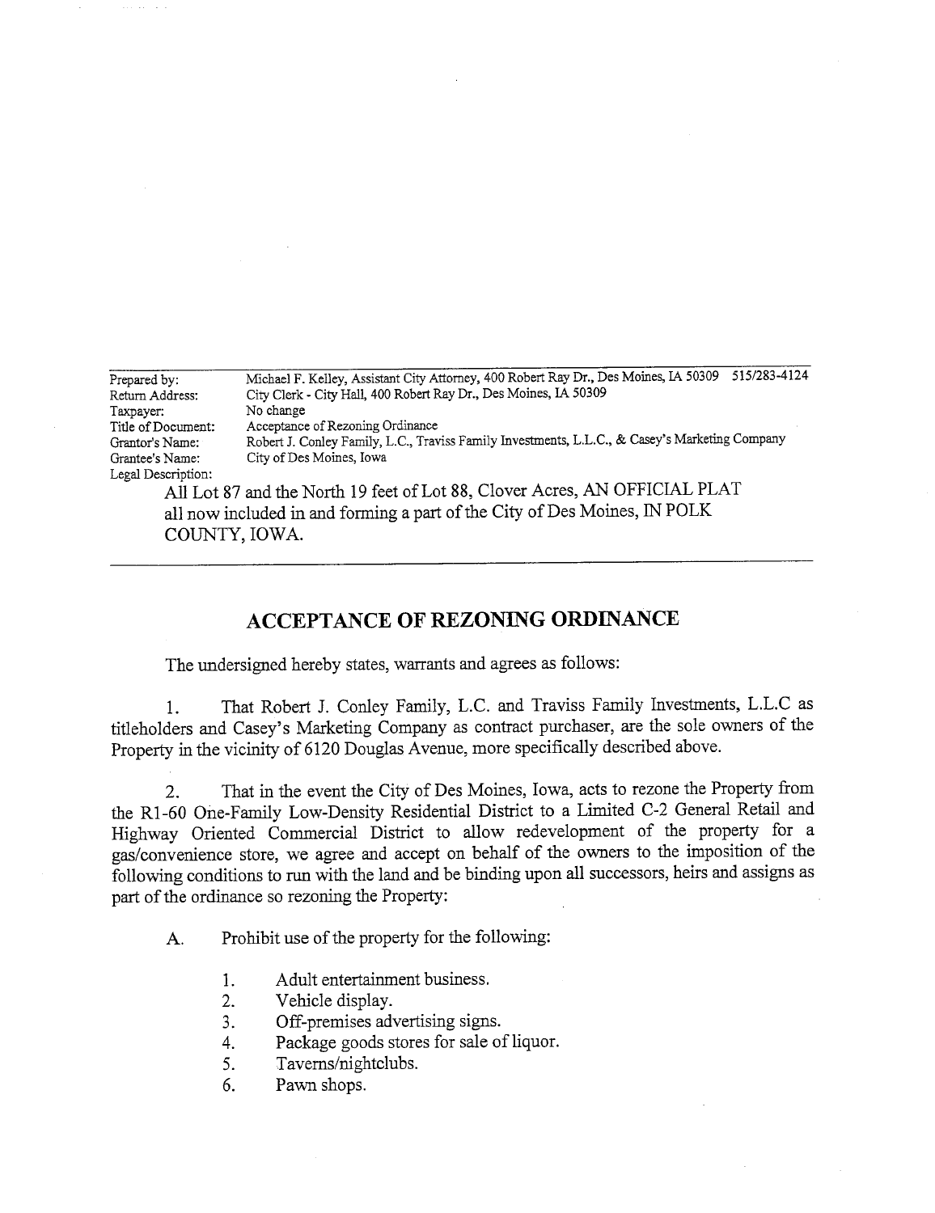| | |
|---|---|
| Prepared by: | Michael F. Kelley, Assistant City Attorney, 400 Robert Ray Dr., Des Moines, IA 50309 515/283-4124 |
| Return Address: | City Clerk - City Hall, 400 Robert Ray Dr., Des Moines, IA 50309 |
| Taxpayer: | No change |
| Title of Document: | Acceptance of Rezoning Ordinance |
| Grantor's Name: | Robert J. Conley Family, L.C., Traviss Family Investments, L.L.C., & Casey's Marketing Company |
| Grantee's Name: | City of Des Moines, Iowa |
| Legal Description: | |

All Lot 87 and the North 19 feet of Lot 88, Clover Acres, AN OFFICIAL PLAT all now included in and forming a part of the City of Des Moines, IN POLK COUNTY, IOWA.

---

## ACCEPTANCE OF REZONING ORDINANCE

The undersigned hereby states, warrants and agrees as follows:

1. That Robert J. Conley Family, L.C. and Traviss Family Investments, L.L.C as titleholders and Casey's Marketing Company as contract purchaser, are the sole owners of the Property in the vicinity of 6120 Douglas Avenue, more specifically described above.

2. That in the event the City of Des Moines, Iowa, acts to rezone the Property from the R1-60 One-Family Low-Density Residential District to a Limited C-2 General Retail and Highway Oriented Commercial District to allow redevelopment of the property for a gas/convenience store, we agree and accept on behalf of the owners to the imposition of the following conditions to run with the land and be binding upon all successors, heirs and assigns as part of the ordinance so rezoning the Property:

   A. Prohibit use of the property for the following:

      1. Adult entertainment business.
      2. Vehicle display.
      3. Off-premises advertising signs.
      4. Package goods stores for sale of liquor.
      5. Taverns/nightclubs.
      6. Pawn shops.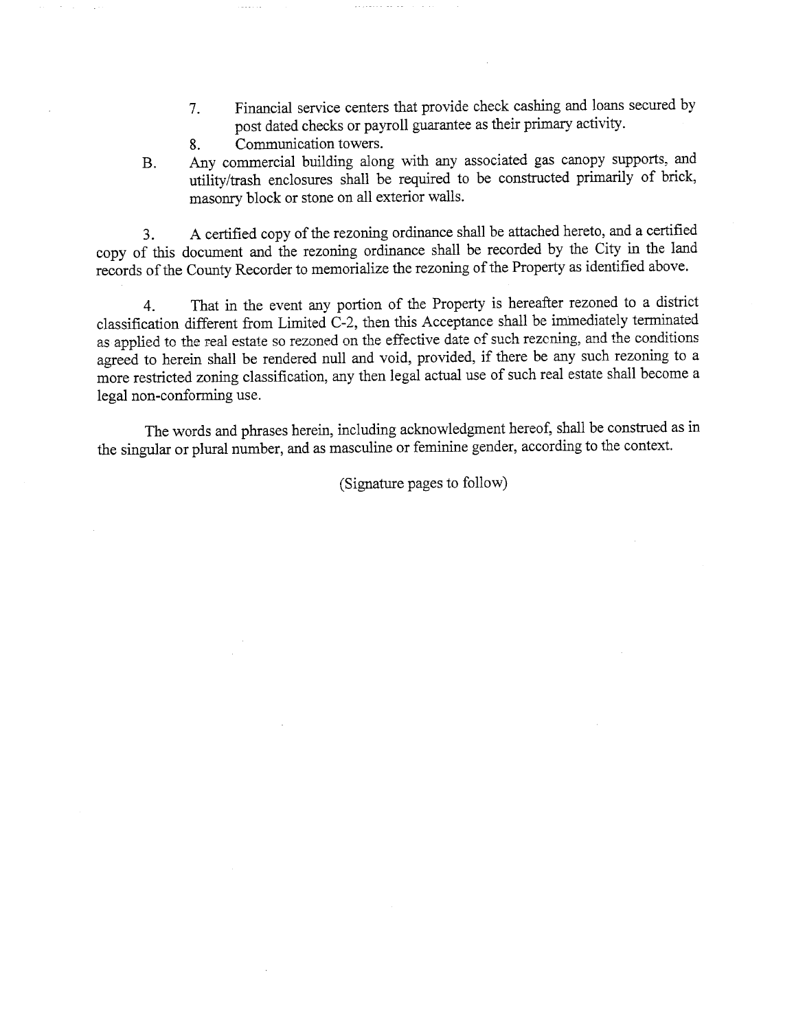7. Financial service centers that provide check cashing and loans secured by post dated checks or payroll guarantee as their primary activity.
8. Communication towers.

B. Any commercial building along with any associated gas canopy supports, and utility/trash enclosures shall be required to be constructed primarily of brick, masonry block or stone on all exterior walls.

3. A certified copy of the rezoning ordinance shall be attached hereto, and a certified copy of this document and the rezoning ordinance shall be recorded by the City in the land records of the County Recorder to memorialize the rezoning of the Property as identified above.

4. That in the event any portion of the Property is hereafter rezoned to a district classification different from Limited C-2, then this Acceptance shall be immediately terminated as applied to the real estate so rezoned on the effective date of such rezoning, and the conditions agreed to herein shall be rendered null and void, provided, if there be any such rezoning to a more restricted zoning classification, any then legal actual use of such real estate shall become a legal non-conforming use.

The words and phrases herein, including acknowledgment hereof, shall be construed as in the singular or plural number, and as masculine or feminine gender, according to the context.

(Signature pages to follow)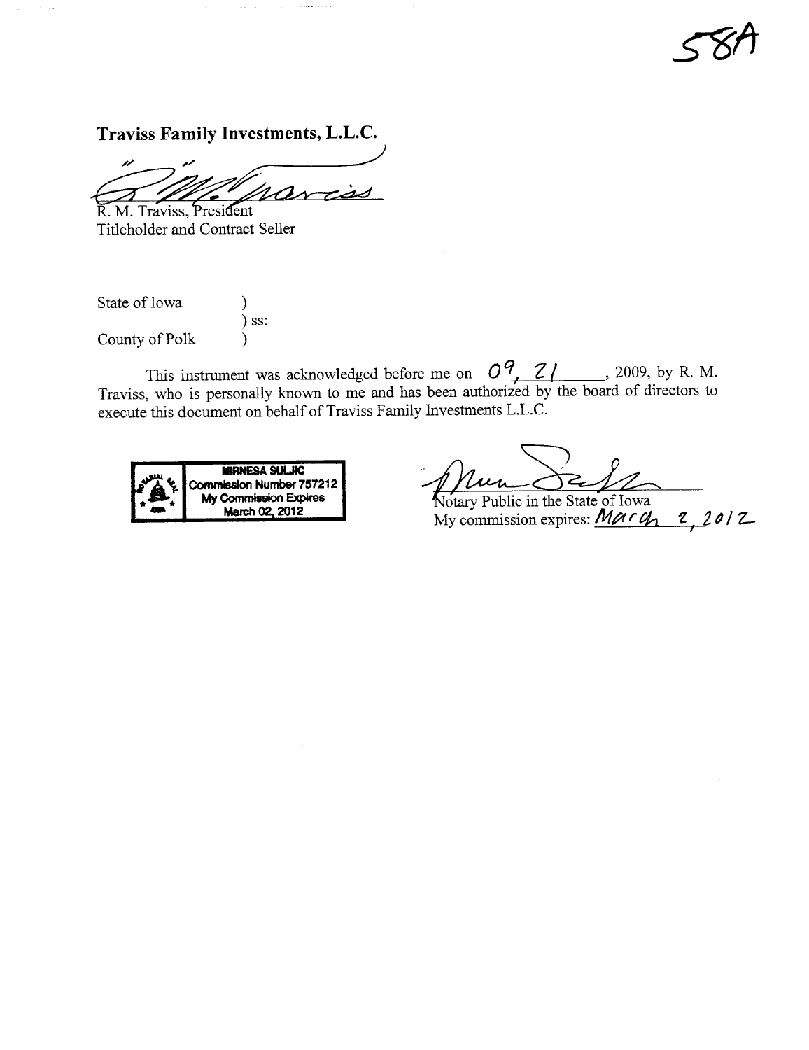58A

**Traviss Family Investments, L.L.C.**

R. M. Traviss, President
Titleholder and Contract Seller

State of Iowa )
) ss:
County of Polk )

This instrument was acknowledged before me on 09, 21, 2009, by R. M. Traviss, who is personally known to me and has been authorized by the board of directors to execute this document on behalf of Traviss Family Investments L.L.C.

MIRNESA SULJIC
Commission Number 757212
My Commission Expires
March 02, 2012

Notary Public in the State of Iowa
My commission expires: March 2, 2012